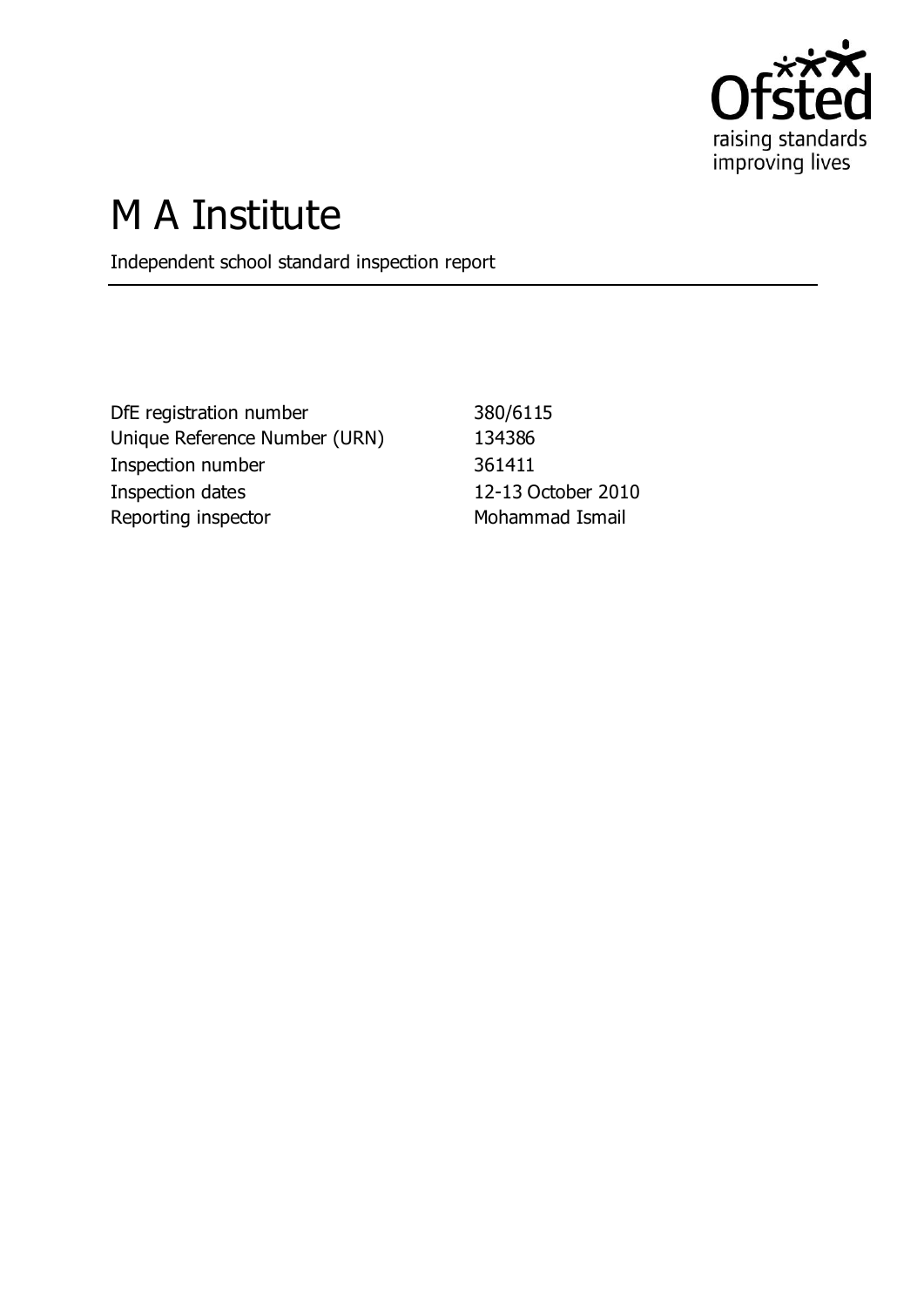# M A Institute

Independent school standard inspection report

| | |
|---|---|
| DfE registration number | 380/6115 |
| Unique Reference Number (URN) | 134386 |
| Inspection number | 361411 |
| Inspection dates | 12-13 October 2010 |
| Reporting inspector | Mohammad Ismail |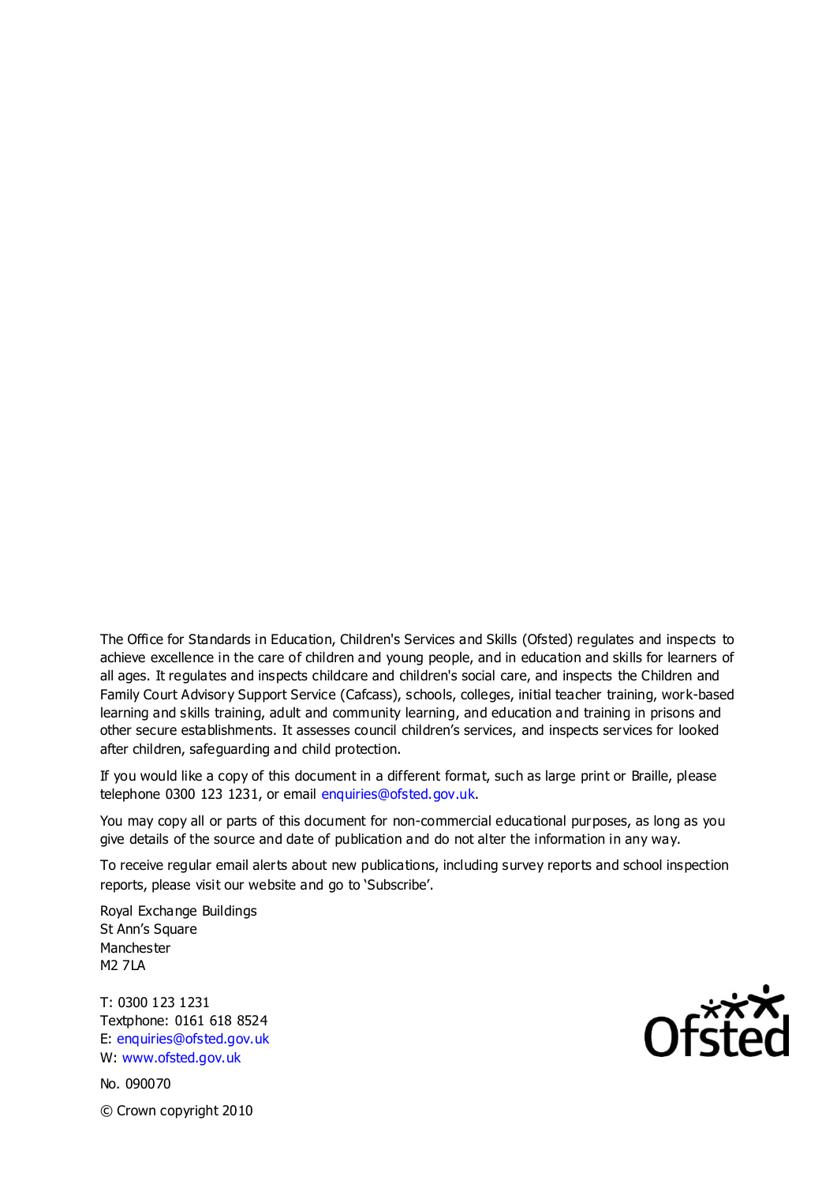The Office for Standards in Education, Children's Services and Skills (Ofsted) regulates and inspects to achieve excellence in the care of children and young people, and in education and skills for learners of all ages. It regulates and inspects childcare and children's social care, and inspects the Children and Family Court Advisory Support Service (Cafcass), schools, colleges, initial teacher training, work-based learning and skills training, adult and community learning, and education and training in prisons and other secure establishments. It assesses council children's services, and inspects services for looked after children, safeguarding and child protection.

If you would like a copy of this document in a different format, such as large print or Braille, please telephone 0300 123 1231, or email enquiries@ofsted.gov.uk.

You may copy all or parts of this document for non-commercial educational purposes, as long as you give details of the source and date of publication and do not alter the information in any way.

To receive regular email alerts about new publications, including survey reports and school inspection reports, please visit our website and go to 'Subscribe'.

Royal Exchange Buildings
St Ann's Square
Manchester
M2 7LA

T: 0300 123 1231
Textphone: 0161 618 8524
E: enquiries@ofsted.gov.uk
W: www.ofsted.gov.uk

No. 090070

© Crown copyright 2010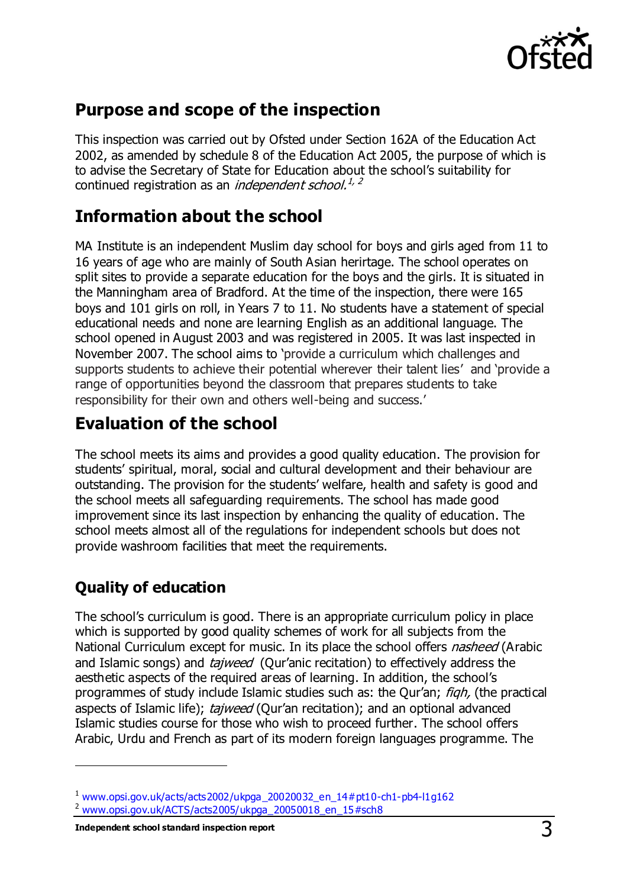## Purpose and scope of the inspection

This inspection was carried out by Ofsted under Section 162A of the Education Act 2002, as amended by schedule 8 of the Education Act 2005, the purpose of which is to advise the Secretary of State for Education about the school's suitability for continued registration as an *independent school.*[1, 2]

## Information about the school

MA Institute is an independent Muslim day school for boys and girls aged from 11 to 16 years of age who are mainly of South Asian herirtage. The school operates on split sites to provide a separate education for the boys and the girls. It is situated in the Manningham area of Bradford. At the time of the inspection, there were 165 boys and 101 girls on roll, in Years 7 to 11. No students have a statement of special educational needs and none are learning English as an additional language. The school opened in August 2003 and was registered in 2005. It was last inspected in November 2007. The school aims to 'provide a curriculum which challenges and supports students to achieve their potential wherever their talent lies' and 'provide a range of opportunities beyond the classroom that prepares students to take responsibility for their own and others well-being and success.'

## Evaluation of the school

The school meets its aims and provides a good quality education. The provision for students' spiritual, moral, social and cultural development and their behaviour are outstanding. The provision for the students' welfare, health and safety is good and the school meets all safeguarding requirements. The school has made good improvement since its last inspection by enhancing the quality of education. The school meets almost all of the regulations for independent schools but does not provide washroom facilities that meet the requirements.

### Quality of education

The school's curriculum is good. There is an appropriate curriculum policy in place which is supported by good quality schemes of work for all subjects from the National Curriculum except for music. In its place the school offers *nasheed* (Arabic and Islamic songs) and *tajweed* (Qur'anic recitation) to effectively address the aesthetic aspects of the required areas of learning. In addition, the school's programmes of study include Islamic studies such as: the Qur'an; *fiqh,* (the practical aspects of Islamic life); *tajweed* (Qur'an recitation); and an optional advanced Islamic studies course for those who wish to proceed further. The school offers Arabic, Urdu and French as part of its modern foreign languages programme. The

---

[1] www.opsi.gov.uk/acts/acts2002/ukpga_20020032_en_14#pt10-ch1-pb4-l1g162
[2] www.opsi.gov.uk/ACTS/acts2005/ukpga_20050018_en_15#sch8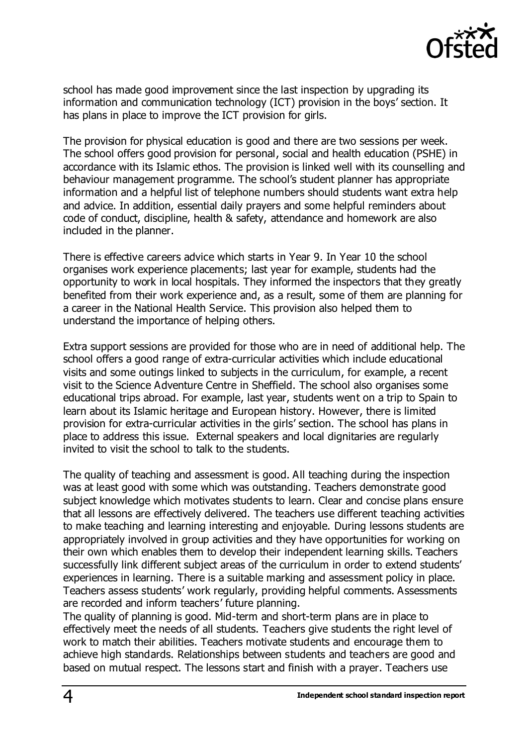school has made good improvement since the last inspection by upgrading its information and communication technology (ICT) provision in the boys' section. It has plans in place to improve the ICT provision for girls.

The provision for physical education is good and there are two sessions per week. The school offers good provision for personal, social and health education (PSHE) in accordance with its Islamic ethos. The provision is linked well with its counselling and behaviour management programme. The school's student planner has appropriate information and a helpful list of telephone numbers should students want extra help and advice. In addition, essential daily prayers and some helpful reminders about code of conduct, discipline, health & safety, attendance and homework are also included in the planner.

There is effective careers advice which starts in Year 9. In Year 10 the school organises work experience placements; last year for example, students had the opportunity to work in local hospitals. They informed the inspectors that they greatly benefited from their work experience and, as a result, some of them are planning for a career in the National Health Service. This provision also helped them to understand the importance of helping others.

Extra support sessions are provided for those who are in need of additional help. The school offers a good range of extra-curricular activities which include educational visits and some outings linked to subjects in the curriculum, for example, a recent visit to the Science Adventure Centre in Sheffield. The school also organises some educational trips abroad. For example, last year, students went on a trip to Spain to learn about its Islamic heritage and European history. However, there is limited provision for extra-curricular activities in the girls' section. The school has plans in place to address this issue. External speakers and local dignitaries are regularly invited to visit the school to talk to the students.

The quality of teaching and assessment is good. All teaching during the inspection was at least good with some which was outstanding. Teachers demonstrate good subject knowledge which motivates students to learn. Clear and concise plans ensure that all lessons are effectively delivered. The teachers use different teaching activities to make teaching and learning interesting and enjoyable. During lessons students are appropriately involved in group activities and they have opportunities for working on their own which enables them to develop their independent learning skills. Teachers successfully link different subject areas of the curriculum in order to extend students' experiences in learning. There is a suitable marking and assessment policy in place. Teachers assess students' work regularly, providing helpful comments. Assessments are recorded and inform teachers' future planning.

The quality of planning is good. Mid-term and short-term plans are in place to effectively meet the needs of all students. Teachers give students the right level of work to match their abilities. Teachers motivate students and encourage them to achieve high standards. Relationships between students and teachers are good and based on mutual respect. The lessons start and finish with a prayer. Teachers use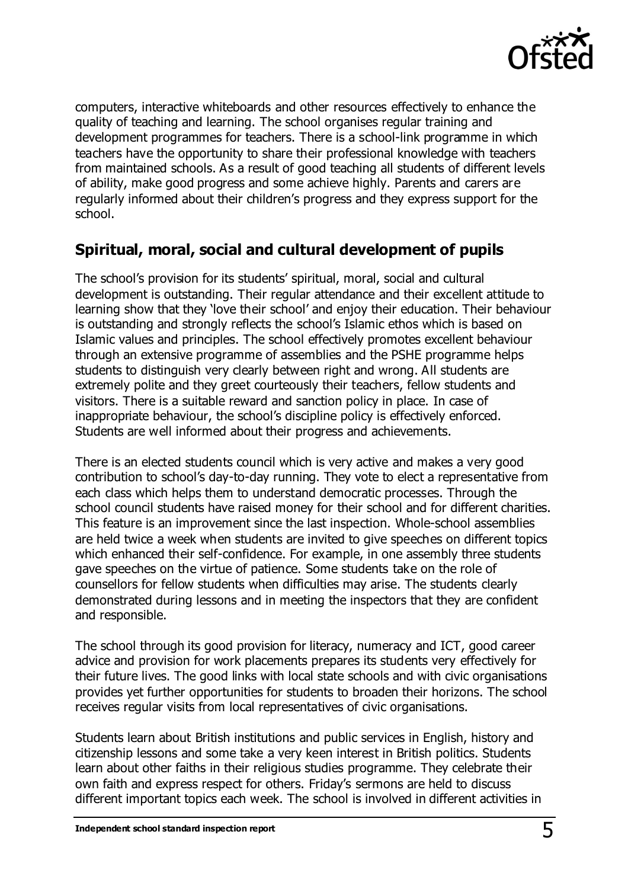computers, interactive whiteboards and other resources effectively to enhance the quality of teaching and learning. The school organises regular training and development programmes for teachers. There is a school-link programme in which teachers have the opportunity to share their professional knowledge with teachers from maintained schools. As a result of good teaching all students of different levels of ability, make good progress and some achieve highly. Parents and carers are regularly informed about their children's progress and they express support for the school.

## Spiritual, moral, social and cultural development of pupils

The school's provision for its students' spiritual, moral, social and cultural development is outstanding. Their regular attendance and their excellent attitude to learning show that they 'love their school' and enjoy their education. Their behaviour is outstanding and strongly reflects the school's Islamic ethos which is based on Islamic values and principles. The school effectively promotes excellent behaviour through an extensive programme of assemblies and the PSHE programme helps students to distinguish very clearly between right and wrong. All students are extremely polite and they greet courteously their teachers, fellow students and visitors. There is a suitable reward and sanction policy in place. In case of inappropriate behaviour, the school's discipline policy is effectively enforced. Students are well informed about their progress and achievements.

There is an elected students council which is very active and makes a very good contribution to school's day-to-day running. They vote to elect a representative from each class which helps them to understand democratic processes. Through the school council students have raised money for their school and for different charities. This feature is an improvement since the last inspection. Whole-school assemblies are held twice a week when students are invited to give speeches on different topics which enhanced their self-confidence. For example, in one assembly three students gave speeches on the virtue of patience. Some students take on the role of counsellors for fellow students when difficulties may arise. The students clearly demonstrated during lessons and in meeting the inspectors that they are confident and responsible.

The school through its good provision for literacy, numeracy and ICT, good career advice and provision for work placements prepares its students very effectively for their future lives. The good links with local state schools and with civic organisations provides yet further opportunities for students to broaden their horizons. The school receives regular visits from local representatives of civic organisations.

Students learn about British institutions and public services in English, history and citizenship lessons and some take a very keen interest in British politics. Students learn about other faiths in their religious studies programme. They celebrate their own faith and express respect for others. Friday's sermons are held to discuss different important topics each week. The school is involved in different activities in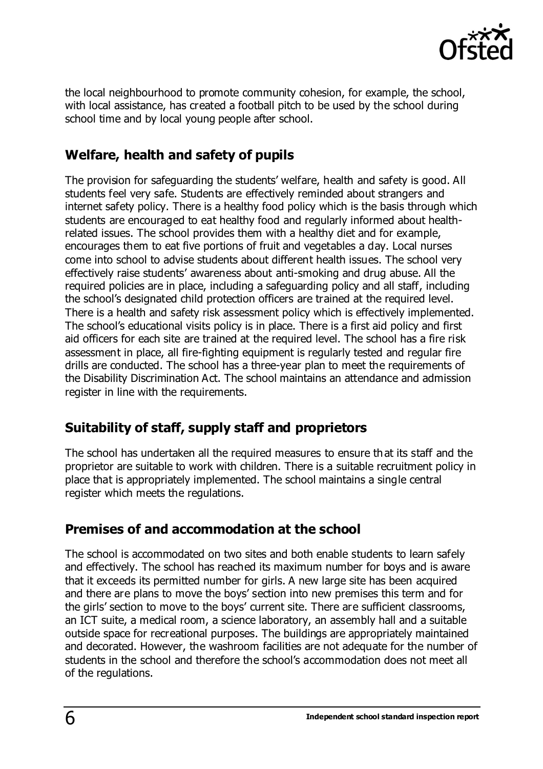the local neighbourhood to promote community cohesion, for example, the school, with local assistance, has created a football pitch to be used by the school during school time and by local young people after school.

## Welfare, health and safety of pupils

The provision for safeguarding the students' welfare, health and safety is good. All students feel very safe. Students are effectively reminded about strangers and internet safety policy. There is a healthy food policy which is the basis through which students are encouraged to eat healthy food and regularly informed about health-related issues. The school provides them with a healthy diet and for example, encourages them to eat five portions of fruit and vegetables a day. Local nurses come into school to advise students about different health issues. The school very effectively raise students' awareness about anti-smoking and drug abuse. All the required policies are in place, including a safeguarding policy and all staff, including the school's designated child protection officers are trained at the required level. There is a health and safety risk assessment policy which is effectively implemented. The school's educational visits policy is in place. There is a first aid policy and first aid officers for each site are trained at the required level. The school has a fire risk assessment in place, all fire-fighting equipment is regularly tested and regular fire drills are conducted. The school has a three-year plan to meet the requirements of the Disability Discrimination Act. The school maintains an attendance and admission register in line with the requirements.

## Suitability of staff, supply staff and proprietors

The school has undertaken all the required measures to ensure that its staff and the proprietor are suitable to work with children. There is a suitable recruitment policy in place that is appropriately implemented. The school maintains a single central register which meets the regulations.

## Premises of and accommodation at the school

The school is accommodated on two sites and both enable students to learn safely and effectively. The school has reached its maximum number for boys and is aware that it exceeds its permitted number for girls. A new large site has been acquired and there are plans to move the boys' section into new premises this term and for the girls' section to move to the boys' current site. There are sufficient classrooms, an ICT suite, a medical room, a science laboratory, an assembly hall and a suitable outside space for recreational purposes. The buildings are appropriately maintained and decorated. However, the washroom facilities are not adequate for the number of students in the school and therefore the school's accommodation does not meet all of the regulations.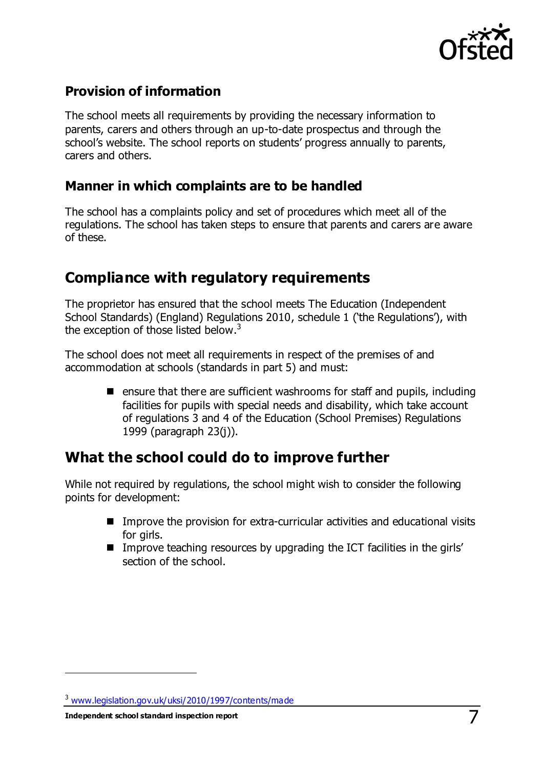### Provision of information

The school meets all requirements by providing the necessary information to parents, carers and others through an up-to-date prospectus and through the school's website. The school reports on students' progress annually to parents, carers and others.

### Manner in which complaints are to be handled

The school has a complaints policy and set of procedures which meet all of the regulations. The school has taken steps to ensure that parents and carers are aware of these.

## Compliance with regulatory requirements

The proprietor has ensured that the school meets The Education (Independent School Standards) (England) Regulations 2010, schedule 1 ('the Regulations'), with the exception of those listed below.[3]

The school does not meet all requirements in respect of the premises of and accommodation at schools (standards in part 5) and must:

- ensure that there are sufficient washrooms for staff and pupils, including facilities for pupils with special needs and disability, which take account of regulations 3 and 4 of the Education (School Premises) Regulations 1999 (paragraph 23(j)).

## What the school could do to improve further

While not required by regulations, the school might wish to consider the following points for development:

- Improve the provision for extra-curricular activities and educational visits for girls.
- Improve teaching resources by upgrading the ICT facilities in the girls' section of the school.

[3] www.legislation.gov.uk/uksi/2010/1997/contents/made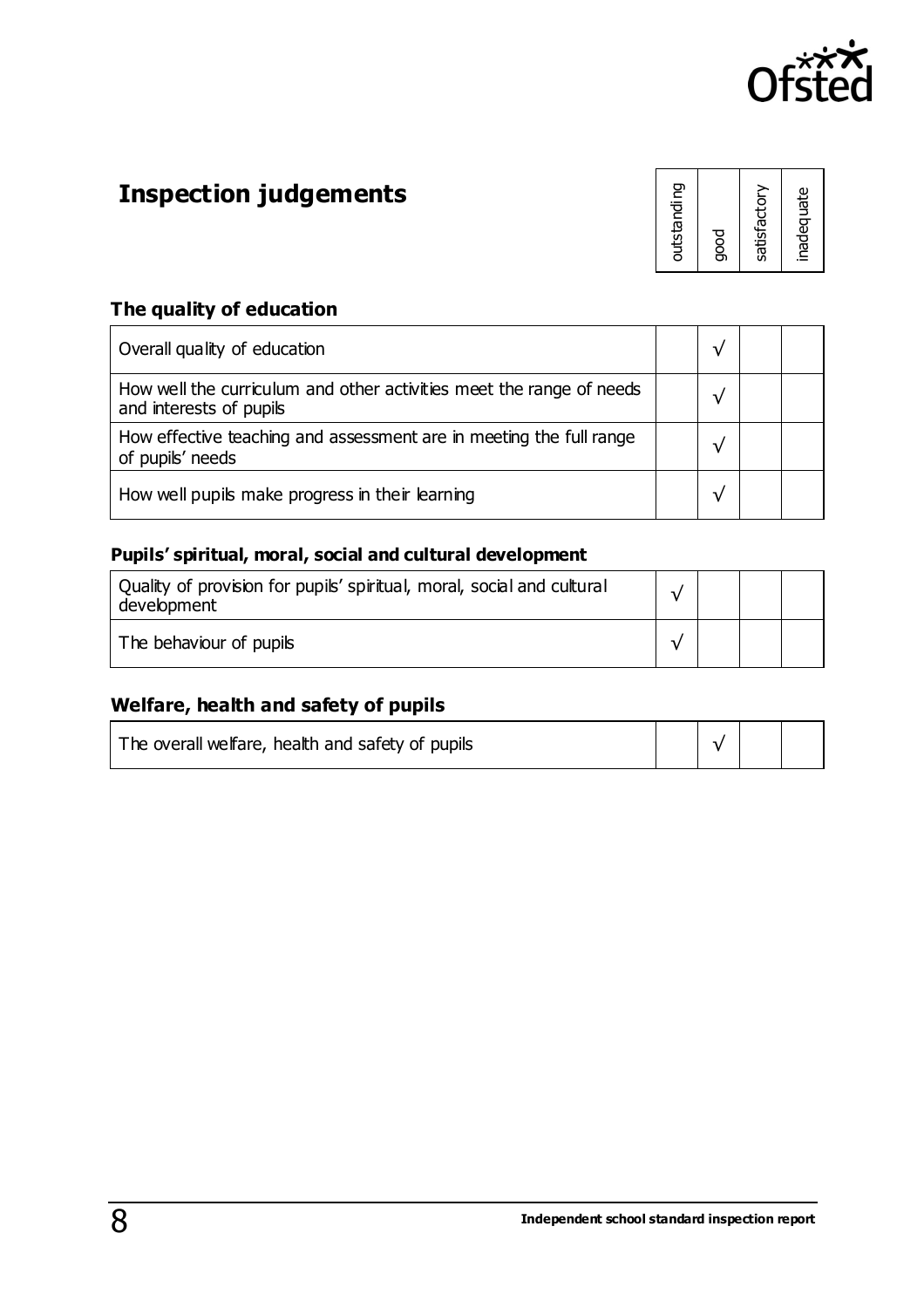# Inspection judgements

### The quality of education

| | outstanding | good | satisfactory | inadequate |
|---|---|---|---|---|
| Overall quality of education | | √ | | |
| How well the curriculum and other activities meet the range of needs and interests of pupils | | √ | | |
| How effective teaching and assessment are in meeting the full range of pupils' needs | | √ | | |
| How well pupils make progress in their learning | | √ | | |

### Pupils' spiritual, moral, social and cultural development

| | outstanding | good | satisfactory | inadequate |
|---|---|---|---|---|
| Quality of provision for pupils' spiritual, moral, social and cultural development | √ | | | |
| The behaviour of pupils | √ | | | |

### Welfare, health and safety of pupils

| | outstanding | good | satisfactory | inadequate |
|---|---|---|---|---|
| The overall welfare, health and safety of pupils | | √ | | |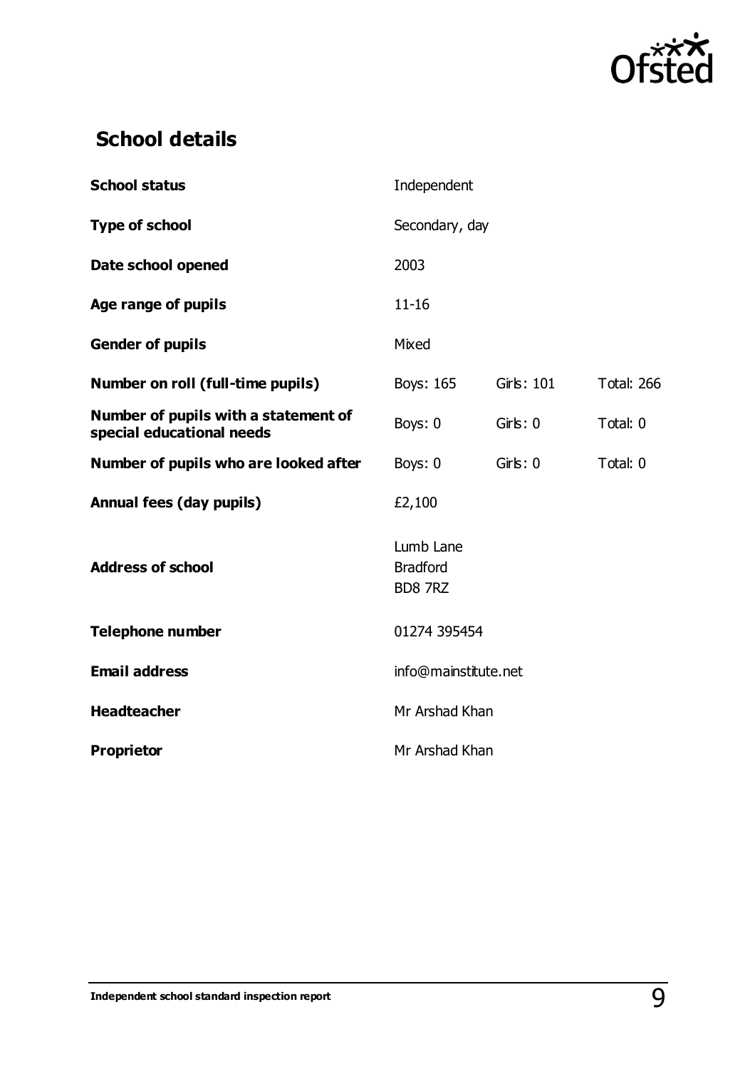## School details

| | | | |
|---|---|---|---|
| **School status** | Independent | | |
| **Type of school** | Secondary, day | | |
| **Date school opened** | 2003 | | |
| **Age range of pupils** | 11-16 | | |
| **Gender of pupils** | Mixed | | |
| **Number on roll (full-time pupils)** | Boys: 165 | Girls: 101 | Total: 266 |
| **Number of pupils with a statement of special educational needs** | Boys: 0 | Girls: 0 | Total: 0 |
| **Number of pupils who are looked after** | Boys: 0 | Girls: 0 | Total: 0 |
| **Annual fees (day pupils)** | £2,100 | | |
| **Address of school** | Lumb Lane<br>Bradford<br>BD8 7RZ | | |
| **Telephone number** | 01274 395454 | | |
| **Email address** | info@mainstitute.net | | |
| **Headteacher** | Mr Arshad Khan | | |
| **Proprietor** | Mr Arshad Khan | | |